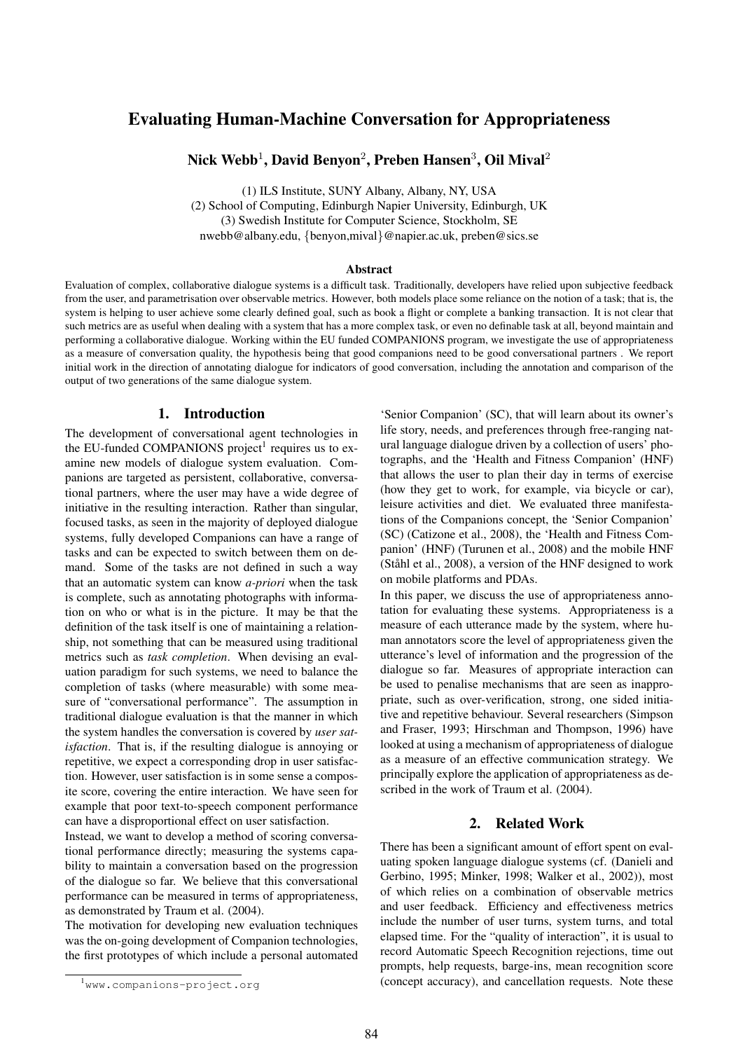# Evaluating Human-Machine Conversation for Appropriateness

**Nick Webb[1], David Benyon[2], Preben Hansen[3], Oil Mival[2]**

(1) ILS Institute, SUNY Albany, Albany, NY, USA
(2) School of Computing, Edinburgh Napier University, Edinburgh, UK
(3) Swedish Institute for Computer Science, Stockholm, SE
nwebb@albany.edu, {benyon,mival}@napier.ac.uk, preben@sics.se

### Abstract

Evaluation of complex, collaborative dialogue systems is a difficult task. Traditionally, developers have relied upon subjective feedback from the user, and parametrisation over observable metrics. However, both models place some reliance on the notion of a task; that is, the system is helping to user achieve some clearly defined goal, such as book a flight or complete a banking transaction. It is not clear that such metrics are as useful when dealing with a system that has a more complex task, or even no definable task at all, beyond maintain and performing a collaborative dialogue. Working within the EU funded COMPANIONS program, we investigate the use of appropriateness as a measure of conversation quality, the hypothesis being that good companions need to be good conversational partners . We report initial work in the direction of annotating dialogue for indicators of good conversation, including the annotation and comparison of the output of two generations of the same dialogue system.

## 1. Introduction

The development of conversational agent technologies in the EU-funded COMPANIONS project[1] requires us to examine new models of dialogue system evaluation. Companions are targeted as persistent, collaborative, conversational partners, where the user may have a wide degree of initiative in the resulting interaction. Rather than singular, focused tasks, as seen in the majority of deployed dialogue systems, fully developed Companions can have a range of tasks and can be expected to switch between them on demand. Some of the tasks are not defined in such a way that an automatic system can know *a-priori* when the task is complete, such as annotating photographs with information on who or what is in the picture. It may be that the definition of the task itself is one of maintaining a relationship, not something that can be measured using traditional metrics such as *task completion*. When devising an evaluation paradigm for such systems, we need to balance the completion of tasks (where measurable) with some measure of "conversational performance". The assumption in traditional dialogue evaluation is that the manner in which the system handles the conversation is covered by *user satisfaction*. That is, if the resulting dialogue is annoying or repetitive, we expect a corresponding drop in user satisfaction. However, user satisfaction is in some sense a composite score, covering the entire interaction. We have seen for example that poor text-to-speech component performance can have a disproportional effect on user satisfaction.

Instead, we want to develop a method of scoring conversational performance directly; measuring the systems capability to maintain a conversation based on the progression of the dialogue so far. We believe that this conversational performance can be measured in terms of appropriateness, as demonstrated by Traum et al. (2004).

The motivation for developing new evaluation techniques was the on-going development of Companion technologies, the first prototypes of which include a personal automated 'Senior Companion' (SC), that will learn about its owner's life story, needs, and preferences through free-ranging natural language dialogue driven by a collection of users' photographs, and the 'Health and Fitness Companion' (HNF) that allows the user to plan their day in terms of exercise (how they get to work, for example, via bicycle or car), leisure activities and diet. We evaluated three manifestations of the Companions concept, the 'Senior Companion' (SC) (Catizone et al., 2008), the 'Health and Fitness Companion' (HNF) (Turunen et al., 2008) and the mobile HNF (Ståhl et al., 2008), a version of the HNF designed to work on mobile platforms and PDAs.

In this paper, we discuss the use of appropriateness annotation for evaluating these systems. Appropriateness is a measure of each utterance made by the system, where human annotators score the level of appropriateness given the utterance's level of information and the progression of the dialogue so far. Measures of appropriate interaction can be used to penalise mechanisms that are seen as inappropriate, such as over-verification, strong, one sided initiative and repetitive behaviour. Several researchers (Simpson and Fraser, 1993; Hirschman and Thompson, 1996) have looked at using a mechanism of appropriateness of dialogue as a measure of an effective communication strategy. We principally explore the application of appropriateness as described in the work of Traum et al. (2004).

## 2. Related Work

There has been a significant amount of effort spent on evaluating spoken language dialogue systems (cf. (Danieli and Gerbino, 1995; Minker, 1998; Walker et al., 2002)), most of which relies on a combination of observable metrics and user feedback. Efficiency and effectiveness metrics include the number of user turns, system turns, and total elapsed time. For the "quality of interaction", it is usual to record Automatic Speech Recognition rejections, time out prompts, help requests, barge-ins, mean recognition score (concept accuracy), and cancellation requests. Note these

[1] www.companions-project.org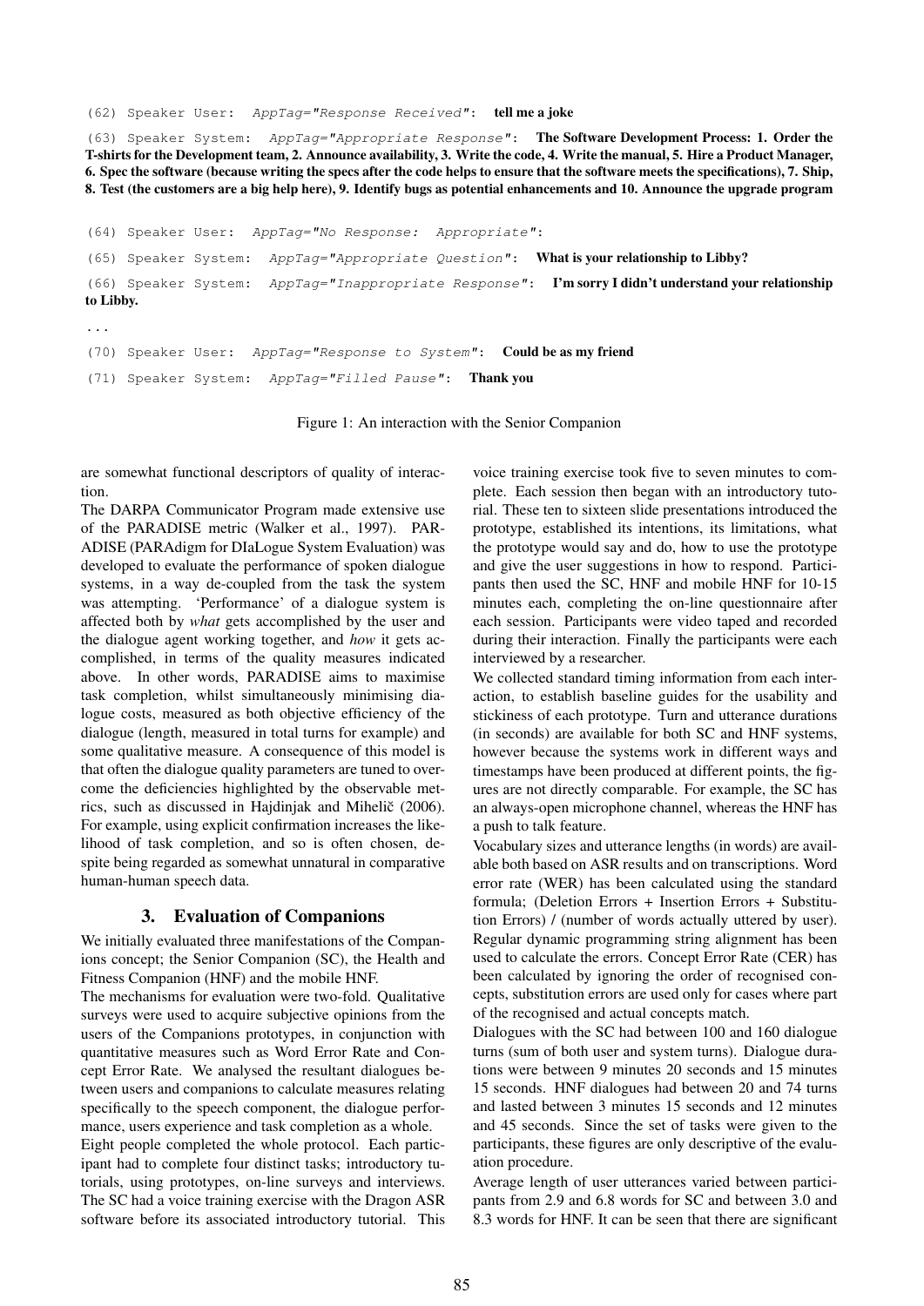(62) Speaker User: *AppTag="Response Received"*: **tell me a joke**

(63) Speaker System: *AppTag="Appropriate Response"*: **The Software Development Process: 1. Order the T-shirts for the Development team, 2. Announce availability, 3. Write the code, 4. Write the manual, 5. Hire a Product Manager, 6. Spec the software (because writing the specs after the code helps to ensure that the software meets the specifications), 7. Ship, 8. Test (the customers are a big help here), 9. Identify bugs as potential enhancements and 10. Announce the upgrade program**

(64) Speaker User: *AppTag="No Response: Appropriate"*:

(65) Speaker System: *AppTag="Appropriate Question"*: **What is your relationship to Libby?**

(66) Speaker System: *AppTag="Inappropriate Response"*: **I'm sorry I didn't understand your relationship to Libby.**

...

(70) Speaker User: *AppTag="Response to System"*: **Could be as my friend**

(71) Speaker System: *AppTag="Filled Pause"*: **Thank you**

Figure 1: An interaction with the Senior Companion

are somewhat functional descriptors of quality of interaction.

The DARPA Communicator Program made extensive use of the PARADISE metric (Walker et al., 1997). PARADISE (PARAdigm for DIaLogue System Evaluation) was developed to evaluate the performance of spoken dialogue systems, in a way de-coupled from the task the system was attempting. 'Performance' of a dialogue system is affected both by *what* gets accomplished by the user and the dialogue agent working together, and *how* it gets accomplished, in terms of the quality measures indicated above. In other words, PARADISE aims to maximise task completion, whilst simultaneously minimising dialogue costs, measured as both objective efficiency of the dialogue (length, measured in total turns for example) and some qualitative measure. A consequence of this model is that often the dialogue quality parameters are tuned to overcome the deficiencies highlighted by the observable metrics, such as discussed in Hajdinjak and Mihelič (2006). For example, using explicit confirmation increases the likelihood of task completion, and so is often chosen, despite being regarded as somewhat unnatural in comparative human-human speech data.

## 3. Evaluation of Companions

We initially evaluated three manifestations of the Companions concept; the Senior Companion (SC), the Health and Fitness Companion (HNF) and the mobile HNF.

The mechanisms for evaluation were two-fold. Qualitative surveys were used to acquire subjective opinions from the users of the Companions prototypes, in conjunction with quantitative measures such as Word Error Rate and Concept Error Rate. We analysed the resultant dialogues between users and companions to calculate measures relating specifically to the speech component, the dialogue performance, users experience and task completion as a whole.

Eight people completed the whole protocol. Each participant had to complete four distinct tasks; introductory tutorials, using prototypes, on-line surveys and interviews. The SC had a voice training exercise with the Dragon ASR software before its associated introductory tutorial. This voice training exercise took five to seven minutes to complete. Each session then began with an introductory tutorial. These ten to sixteen slide presentations introduced the prototype, established its intentions, its limitations, what the prototype would say and do, how to use the prototype and give the user suggestions in how to respond. Participants then used the SC, HNF and mobile HNF for 10-15 minutes each, completing the on-line questionnaire after each session. Participants were video taped and recorded during their interaction. Finally the participants were each interviewed by a researcher.

We collected standard timing information from each interaction, to establish baseline guides for the usability and stickiness of each prototype. Turn and utterance durations (in seconds) are available for both SC and HNF systems, however because the systems work in different ways and timestamps have been produced at different points, the figures are not directly comparable. For example, the SC has an always-open microphone channel, whereas the HNF has a push to talk feature.

Vocabulary sizes and utterance lengths (in words) are available both based on ASR results and on transcriptions. Word error rate (WER) has been calculated using the standard formula; (Deletion Errors + Insertion Errors + Substitution Errors) / (number of words actually uttered by user). Regular dynamic programming string alignment has been used to calculate the errors. Concept Error Rate (CER) has been calculated by ignoring the order of recognised concepts, substitution errors are used only for cases where part of the recognised and actual concepts match.

Dialogues with the SC had between 100 and 160 dialogue turns (sum of both user and system turns). Dialogue durations were between 9 minutes 20 seconds and 15 minutes 15 seconds. HNF dialogues had between 20 and 74 turns and lasted between 3 minutes 15 seconds and 12 minutes and 45 seconds. Since the set of tasks were given to the participants, these figures are only descriptive of the evaluation procedure.

Average length of user utterances varied between participants from 2.9 and 6.8 words for SC and between 3.0 and 8.3 words for HNF. It can be seen that there are significant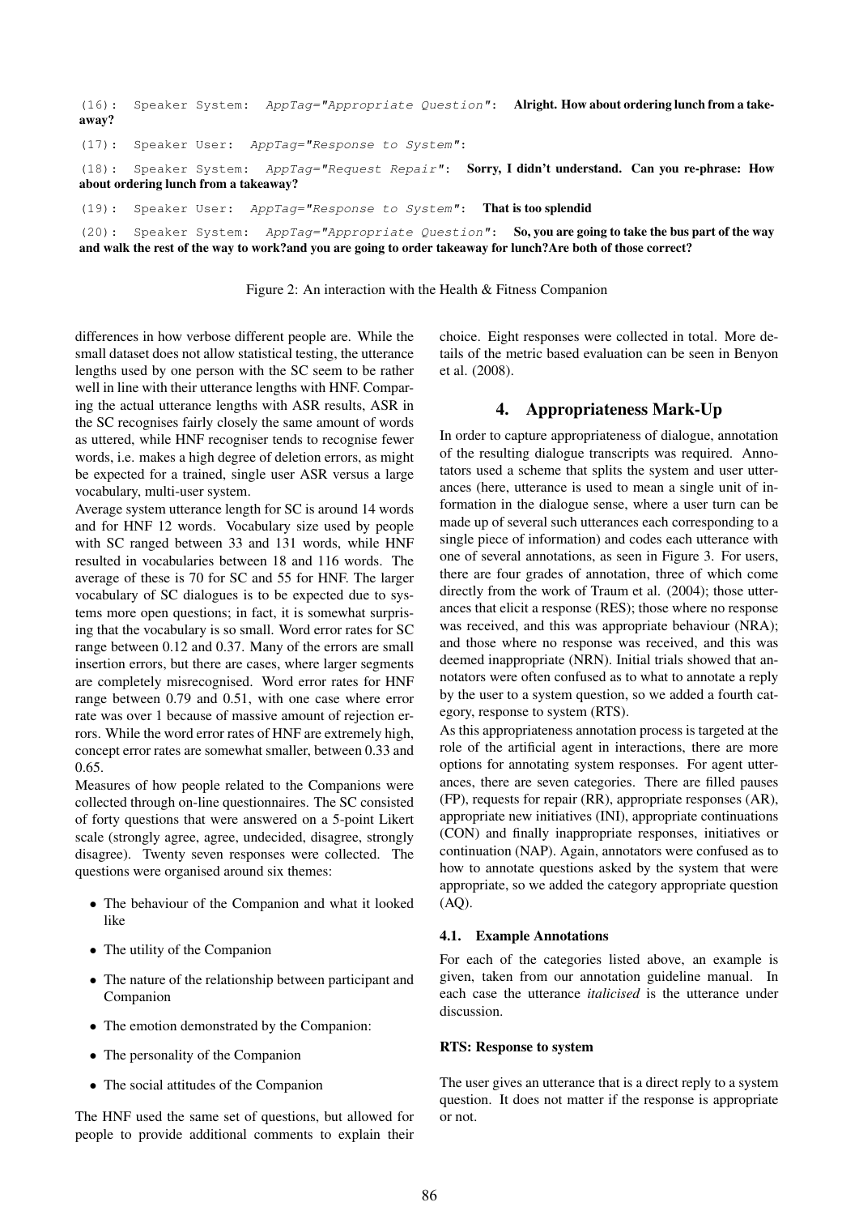(16): Speaker System: *AppTag="Appropriate Question"*: **Alright. How about ordering lunch from a takeaway?**

(17): Speaker User: *AppTag="Response to System"*:

(18): Speaker System: *AppTag="Request Repair"*: **Sorry, I didn't understand. Can you re-phrase: How about ordering lunch from a takeaway?**

(19): Speaker User: *AppTag="Response to System"*: **That is too splendid**

(20): Speaker System: *AppTag="Appropriate Question"*: **So, you are going to take the bus part of the way and walk the rest of the way to work?and you are going to order takeaway for lunch?Are both of those correct?**

Figure 2: An interaction with the Health & Fitness Companion

differences in how verbose different people are. While the small dataset does not allow statistical testing, the utterance lengths used by one person with the SC seem to be rather well in line with their utterance lengths with HNF. Comparing the actual utterance lengths with ASR results, ASR in the SC recognises fairly closely the same amount of words as uttered, while HNF recogniser tends to recognise fewer words, i.e. makes a high degree of deletion errors, as might be expected for a trained, single user ASR versus a large vocabulary, multi-user system.

Average system utterance length for SC is around 14 words and for HNF 12 words. Vocabulary size used by people with SC ranged between 33 and 131 words, while HNF resulted in vocabularies between 18 and 116 words. The average of these is 70 for SC and 55 for HNF. The larger vocabulary of SC dialogues is to be expected due to systems more open questions; in fact, it is somewhat surprising that the vocabulary is so small. Word error rates for SC range between 0.12 and 0.37. Many of the errors are small insertion errors, but there are cases, where larger segments are completely misrecognised. Word error rates for HNF range between 0.79 and 0.51, with one case where error rate was over 1 because of massive amount of rejection errors. While the word error rates of HNF are extremely high, concept error rates are somewhat smaller, between 0.33 and 0.65.

Measures of how people related to the Companions were collected through on-line questionnaires. The SC consisted of forty questions that were answered on a 5-point Likert scale (strongly agree, agree, undecided, disagree, strongly disagree). Twenty seven responses were collected. The questions were organised around six themes:

- The behaviour of the Companion and what it looked like
- The utility of the Companion
- The nature of the relationship between participant and Companion
- The emotion demonstrated by the Companion:
- The personality of the Companion
- The social attitudes of the Companion

The HNF used the same set of questions, but allowed for people to provide additional comments to explain their choice. Eight responses were collected in total. More details of the metric based evaluation can be seen in Benyon et al. (2008).

## 4. Appropriateness Mark-Up

In order to capture appropriateness of dialogue, annotation of the resulting dialogue transcripts was required. Annotators used a scheme that splits the system and user utterances (here, utterance is used to mean a single unit of information in the dialogue sense, where a user turn can be made up of several such utterances each corresponding to a single piece of information) and codes each utterance with one of several annotations, as seen in Figure 3. For users, there are four grades of annotation, three of which come directly from the work of Traum et al. (2004); those utterances that elicit a response (RES); those where no response was received, and this was appropriate behaviour (NRA); and those where no response was received, and this was deemed inappropriate (NRN). Initial trials showed that annotators were often confused as to what to annotate a reply by the user to a system question, so we added a fourth category, response to system (RTS).

As this appropriateness annotation process is targeted at the role of the artificial agent in interactions, there are more options for annotating system responses. For agent utterances, there are seven categories. There are filled pauses (FP), requests for repair (RR), appropriate responses (AR), appropriate new initiatives (INI), appropriate continuations (CON) and finally inappropriate responses, initiatives or continuation (NAP). Again, annotators were confused as to how to annotate questions asked by the system that were appropriate, so we added the category appropriate question (AQ).

### 4.1. Example Annotations

For each of the categories listed above, an example is given, taken from our annotation guideline manual. In each case the utterance *italicised* is the utterance under discussion.

#### RTS: Response to system

The user gives an utterance that is a direct reply to a system question. It does not matter if the response is appropriate or not.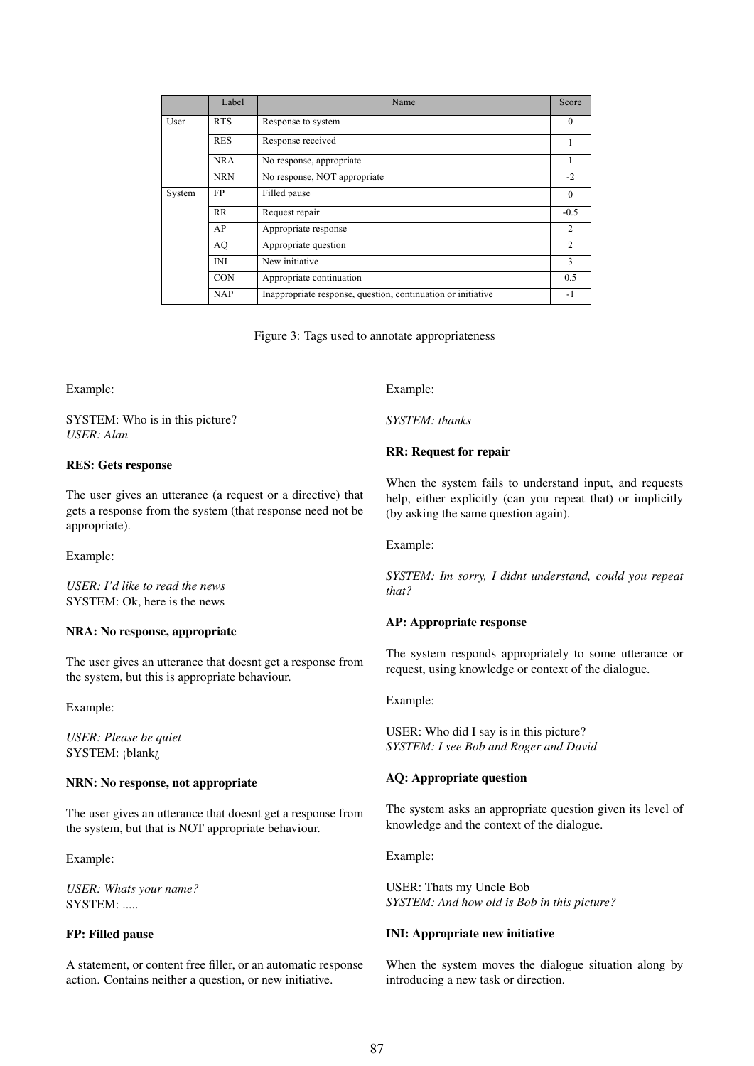| | Label | Name | Score |
|---|---|---|---|
| User | RTS | Response to system | 0 |
| | RES | Response received | 1 |
| | NRA | No response, appropriate | 1 |
| | NRN | No response, NOT appropriate | -2 |
| System | FP | Filled pause | 0 |
| | RR | Request repair | -0.5 |
| | AP | Appropriate response | 2 |
| | AQ | Appropriate question | 2 |
| | INI | New initiative | 3 |
| | CON | Appropriate continuation | 0.5 |
| | NAP | Inappropriate response, question, continuation or initiative | -1 |

Figure 3: Tags used to annotate appropriateness

Example:

SYSTEM: Who is in this picture?
*USER: Alan*

**RES: Gets response**

The user gives an utterance (a request or a directive) that gets a response from the system (that response need not be appropriate).

Example:

*USER: I'd like to read the news*
SYSTEM: Ok, here is the news

**NRA: No response, appropriate**

The user gives an utterance that doesnt get a response from the system, but this is appropriate behaviour.

Example:

*USER: Please be quiet*
SYSTEM: ¡blank¿

**NRN: No response, not appropriate**

The user gives an utterance that doesnt get a response from the system, but that is NOT appropriate behaviour.

Example:

*USER: Whats your name?*
SYSTEM: .....

**FP: Filled pause**

A statement, or content free filler, or an automatic response action. Contains neither a question, or new initiative.

Example:

*SYSTEM: thanks*

**RR: Request for repair**

When the system fails to understand input, and requests help, either explicitly (can you repeat that) or implicitly (by asking the same question again).

Example:

*SYSTEM: Im sorry, I didnt understand, could you repeat that?*

**AP: Appropriate response**

The system responds appropriately to some utterance or request, using knowledge or context of the dialogue.

Example:

USER: Who did I say is in this picture?
*SYSTEM: I see Bob and Roger and David*

**AQ: Appropriate question**

The system asks an appropriate question given its level of knowledge and the context of the dialogue.

Example:

USER: Thats my Uncle Bob
*SYSTEM: And how old is Bob in this picture?*

**INI: Appropriate new initiative**

When the system moves the dialogue situation along by introducing a new task or direction.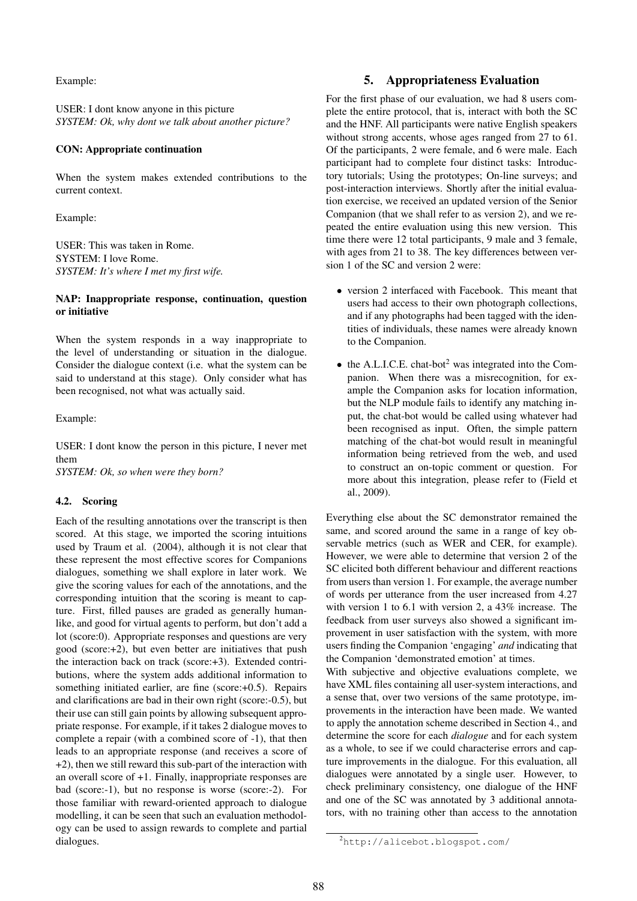Example:

USER: I dont know anyone in this picture
*SYSTEM: Ok, why dont we talk about another picture?*

**CON: Appropriate continuation**

When the system makes extended contributions to the current context.

Example:

USER: This was taken in Rome.
SYSTEM: I love Rome.
*SYSTEM: It's where I met my first wife.*

**NAP: Inappropriate response, continuation, question or initiative**

When the system responds in a way inappropriate to the level of understanding or situation in the dialogue. Consider the dialogue context (i.e. what the system can be said to understand at this stage). Only consider what has been recognised, not what was actually said.

Example:

USER: I dont know the person in this picture, I never met them
*SYSTEM: Ok, so when were they born?*

### 4.2. Scoring

Each of the resulting annotations over the transcript is then scored. At this stage, we imported the scoring intuitions used by Traum et al. (2004), although it is not clear that these represent the most effective scores for Companions dialogues, something we shall explore in later work. We give the scoring values for each of the annotations, and the corresponding intuition that the scoring is meant to capture. First, filled pauses are graded as generally human-like, and good for virtual agents to perform, but don't add a lot (score:0). Appropriate responses and questions are very good (score:+2), but even better are initiatives that push the interaction back on track (score:+3). Extended contributions, where the system adds additional information to something initiated earlier, are fine (score:+0.5). Repairs and clarifications are bad in their own right (score:-0.5), but their use can still gain points by allowing subsequent appropriate response. For example, if it takes 2 dialogue moves to complete a repair (with a combined score of -1), that then leads to an appropriate response (and receives a score of +2), then we still reward this sub-part of the interaction with an overall score of +1. Finally, inappropriate responses are bad (score:-1), but no response is worse (score:-2). For those familiar with reward-oriented approach to dialogue modelling, it can be seen that such an evaluation methodology can be used to assign rewards to complete and partial dialogues.

## 5. Appropriateness Evaluation

For the first phase of our evaluation, we had 8 users complete the entire protocol, that is, interact with both the SC and the HNF. All participants were native English speakers without strong accents, whose ages ranged from 27 to 61. Of the participants, 2 were female, and 6 were male. Each participant had to complete four distinct tasks: Introductory tutorials; Using the prototypes; On-line surveys; and post-interaction interviews. Shortly after the initial evaluation exercise, we received an updated version of the Senior Companion (that we shall refer to as version 2), and we repeated the entire evaluation using this new version. This time there were 12 total participants, 9 male and 3 female, with ages from 21 to 38. The key differences between version 1 of the SC and version 2 were:

- version 2 interfaced with Facebook. This meant that users had access to their own photograph collections, and if any photographs had been tagged with the identities of individuals, these names were already known to the Companion.
- the A.L.I.C.E. chat-bot[2] was integrated into the Companion. When there was a misrecognition, for example the Companion asks for location information, but the NLP module fails to identify any matching input, the chat-bot would be called using whatever had been recognised as input. Often, the simple pattern matching of the chat-bot would result in meaningful information being retrieved from the web, and used to construct an on-topic comment or question. For more about this integration, please refer to (Field et al., 2009).

Everything else about the SC demonstrator remained the same, and scored around the same in a range of key observable metrics (such as WER and CER, for example). However, we were able to determine that version 2 of the SC elicited both different behaviour and different reactions from users than version 1. For example, the average number of words per utterance from the user increased from 4.27 with version 1 to 6.1 with version 2, a 43% increase. The feedback from user surveys also showed a significant improvement in user satisfaction with the system, with more users finding the Companion 'engaging' *and* indicating that the Companion 'demonstrated emotion' at times.

With subjective and objective evaluations complete, we have XML files containing all user-system interactions, and a sense that, over two versions of the same prototype, improvements in the interaction have been made. We wanted to apply the annotation scheme described in Section 4., and determine the score for each *dialogue* and for each system as a whole, to see if we could characterise errors and capture improvements in the dialogue. For this evaluation, all dialogues were annotated by a single user. However, to check preliminary consistency, one dialogue of the HNF and one of the SC was annotated by 3 additional annotators, with no training other than access to the annotation

[2] http://alicebot.blogspot.com/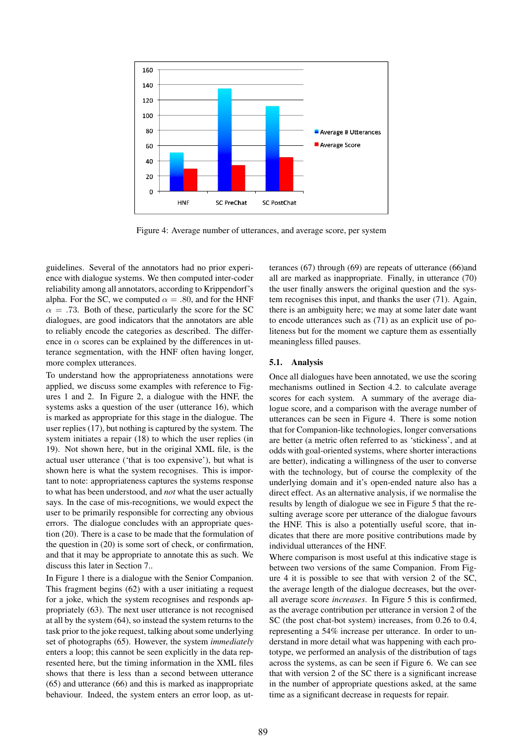Figure 4: Average number of utterances, and average score, per system

guidelines. Several of the annotators had no prior experience with dialogue systems. We then computed inter-coder reliability among all annotators, according to Krippendorf's alpha. For the SC, we computed $\alpha = .80$, and for the HNF $\alpha = .73$. Both of these, particularly the score for the SC dialogues, are good indicators that the annotators are able to reliably encode the categories as described. The difference in $\alpha$ scores can be explained by the differences in utterance segmentation, with the HNF often having longer, more complex utterances.

To understand how the appropriateness annotations were applied, we discuss some examples with reference to Figures 1 and 2. In Figure 2, a dialogue with the HNF, the systems asks a question of the user (utterance 16), which is marked as appropriate for this stage in the dialogue. The user replies (17), but nothing is captured by the system. The system initiates a repair (18) to which the user replies (in 19). Not shown here, but in the original XML file, is the actual user utterance ('that is too expensive'), but what is shown here is what the system recognises. This is important to note: appropriateness captures the systems response to what has been understood, and *not* what the user actually says. In the case of mis-recognitions, we would expect the user to be primarily responsible for correcting any obvious errors. The dialogue concludes with an appropriate question (20). There is a case to be made that the formulation of the question in (20) is some sort of check, or confirmation, and that it may be appropriate to annotate this as such. We discuss this later in Section 7..

In Figure 1 there is a dialogue with the Senior Companion. This fragment begins (62) with a user initiating a request for a joke, which the system recognises and responds appropriately (63). The next user utterance is not recognised at all by the system (64), so instead the system returns to the task prior to the joke request, talking about some underlying set of photographs (65). However, the system *immediately* enters a loop; this cannot be seen explicitly in the data represented here, but the timing information in the XML files shows that there is less than a second between utterance (65) and utterance (66) and this is marked as inappropriate behaviour. Indeed, the system enters an error loop, as utterances (67) through (69) are repeats of utterance (66)and all are marked as inappropriate. Finally, in utterance (70) the user finally answers the original question and the system recognises this input, and thanks the user (71). Again, there is an ambiguity here; we may at some later date want to encode utterances such as (71) as an explicit use of politeness but for the moment we capture them as essentially meaningless filled pauses.

### 5.1. Analysis

Once all dialogues have been annotated, we use the scoring mechanisms outlined in Section 4.2. to calculate average scores for each system. A summary of the average dialogue score, and a comparison with the average number of utterances can be seen in Figure 4. There is some notion that for Companion-like technologies, longer conversations are better (a metric often referred to as 'stickiness', and at odds with goal-oriented systems, where shorter interactions are better), indicating a willingness of the user to converse with the technology, but of course the complexity of the underlying domain and it's open-ended nature also has a direct effect. As an alternative analysis, if we normalise the results by length of dialogue we see in Figure 5 that the resulting average score per utterance of the dialogue favours the HNF. This is also a potentially useful score, that indicates that there are more positive contributions made by individual utterances of the HNF.

Where comparison is most useful at this indicative stage is between two versions of the same Companion. From Figure 4 it is possible to see that with version 2 of the SC, the average length of the dialogue decreases, but the overall average score *increases*. In Figure 5 this is confirmed, as the average contribution per utterance in version 2 of the SC (the post chat-bot system) increases, from 0.26 to 0.4, representing a 54% increase per utterance. In order to understand in more detail what was happening with each prototype, we performed an analysis of the distribution of tags across the systems, as can be seen if Figure 6. We can see that with version 2 of the SC there is a significant increase in the number of appropriate questions asked, at the same time as a significant decrease in requests for repair.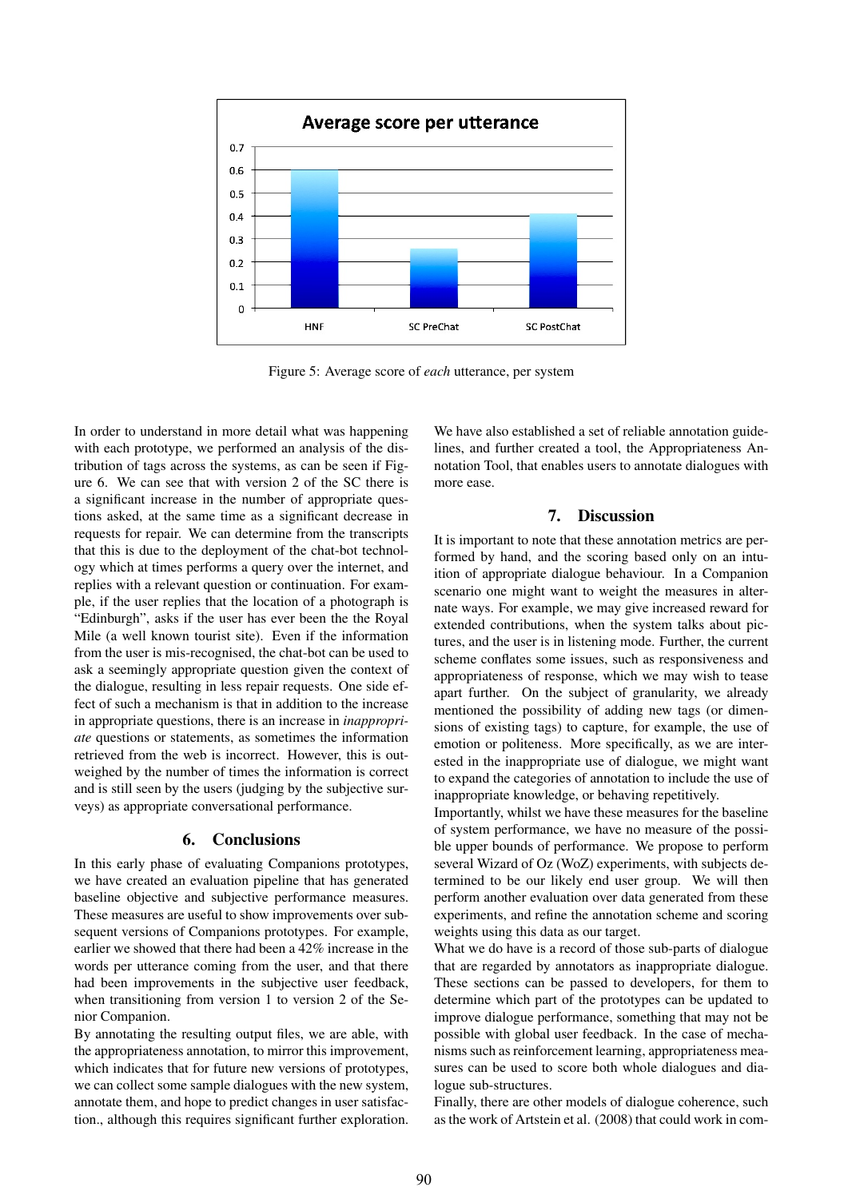Figure 5: Average score of *each* utterance, per system

In order to understand in more detail what was happening with each prototype, we performed an analysis of the distribution of tags across the systems, as can be seen if Figure 6. We can see that with version 2 of the SC there is a significant increase in the number of appropriate questions asked, at the same time as a significant decrease in requests for repair. We can determine from the transcripts that this is due to the deployment of the chat-bot technology which at times performs a query over the internet, and replies with a relevant question or continuation. For example, if the user replies that the location of a photograph is "Edinburgh", asks if the user has ever been the the Royal Mile (a well known tourist site). Even if the information from the user is mis-recognised, the chat-bot can be used to ask a seemingly appropriate question given the context of the dialogue, resulting in less repair requests. One side effect of such a mechanism is that in addition to the increase in appropriate questions, there is an increase in *inappropriate* questions or statements, as sometimes the information retrieved from the web is incorrect. However, this is outweighed by the number of times the information is correct and is still seen by the users (judging by the subjective surveys) as appropriate conversational performance.

## 6. Conclusions

In this early phase of evaluating Companions prototypes, we have created an evaluation pipeline that has generated baseline objective and subjective performance measures. These measures are useful to show improvements over subsequent versions of Companions prototypes. For example, earlier we showed that there had been a 42% increase in the words per utterance coming from the user, and that there had been improvements in the subjective user feedback, when transitioning from version 1 to version 2 of the Senior Companion.

By annotating the resulting output files, we are able, with the appropriateness annotation, to mirror this improvement, which indicates that for future new versions of prototypes, we can collect some sample dialogues with the new system, annotate them, and hope to predict changes in user satisfaction., although this requires significant further exploration.

We have also established a set of reliable annotation guidelines, and further created a tool, the Appropriateness Annotation Tool, that enables users to annotate dialogues with more ease.

## 7. Discussion

It is important to note that these annotation metrics are performed by hand, and the scoring based only on an intuition of appropriate dialogue behaviour. In a Companion scenario one might want to weight the measures in alternate ways. For example, we may give increased reward for extended contributions, when the system talks about pictures, and the user is in listening mode. Further, the current scheme conflates some issues, such as responsiveness and appropriateness of response, which we may wish to tease apart further. On the subject of granularity, we already mentioned the possibility of adding new tags (or dimensions of existing tags) to capture, for example, the use of emotion or politeness. More specifically, as we are interested in the inappropriate use of dialogue, we might want to expand the categories of annotation to include the use of inappropriate knowledge, or behaving repetitively.

Importantly, whilst we have these measures for the baseline of system performance, we have no measure of the possible upper bounds of performance. We propose to perform several Wizard of Oz (WoZ) experiments, with subjects determined to be our likely end user group. We will then perform another evaluation over data generated from these experiments, and refine the annotation scheme and scoring weights using this data as our target.

What we do have is a record of those sub-parts of dialogue that are regarded by annotators as inappropriate dialogue. These sections can be passed to developers, for them to determine which part of the prototypes can be updated to improve dialogue performance, something that may not be possible with global user feedback. In the case of mechanisms such as reinforcement learning, appropriateness measures can be used to score both whole dialogues and dialogue sub-structures.

Finally, there are other models of dialogue coherence, such as the work of Artstein et al. (2008) that could work in com-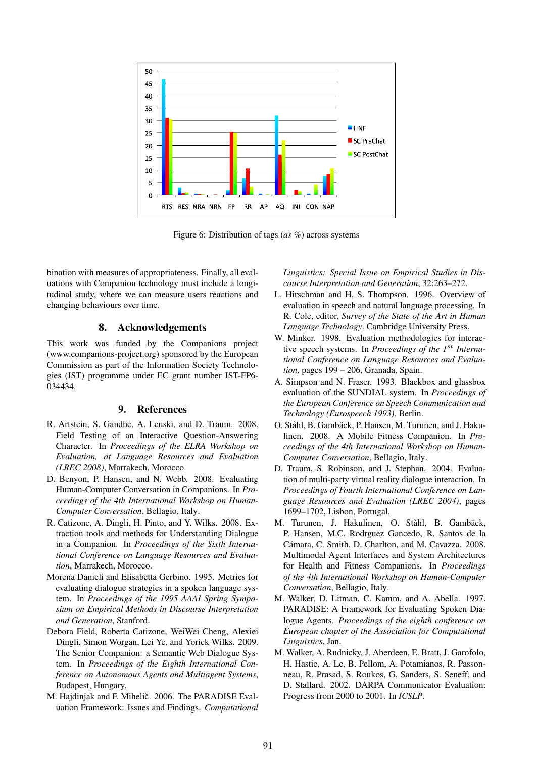50
45
40
35
30
25
20
15
10
5
0

RTS RES NRA NRN FP RR AP AQ INI CON NAP

HNF
SC PreChat
SC PostChat

Figure 6: Distribution of tags (*as* %) across systems

bination with measures of appropriateness. Finally, all evaluations with Companion technology must include a longitudinal study, where we can measure users reactions and changing behaviours over time.

## 8. Acknowledgements

This work was funded by the Companions project (www.companions-project.org) sponsored by the European Commission as part of the Information Society Technologies (IST) programme under EC grant number IST-FP6-034434.

## 9. References

R. Artstein, S. Gandhe, A. Leuski, and D. Traum. 2008. Field Testing of an Interactive Question-Answering Character. In *Proceedings of the ELRA Workshop on Evaluation, at Language Resources and Evaluation (LREC 2008)*, Marrakech, Morocco.

D. Benyon, P. Hansen, and N. Webb. 2008. Evaluating Human-Computer Conversation in Companions. In *Proceedings of the 4th International Workshop on Human-Computer Conversation*, Bellagio, Italy.

R. Catizone, A. Dingli, H. Pinto, and Y. Wilks. 2008. Extraction tools and methods for Understanding Dialogue in a Companion. In *Proceedings of the Sixth International Conference on Language Resources and Evaluation*, Marrakech, Morocco.

Morena Danieli and Elisabetta Gerbino. 1995. Metrics for evaluating dialogue strategies in a spoken language system. In *Proceedings of the 1995 AAAI Spring Symposium on Empirical Methods in Discourse Interpretation and Generation*, Stanford.

Debora Field, Roberta Catizone, WeiWei Cheng, Alexiei Dingli, Simon Worgan, Lei Ye, and Yorick Wilks. 2009. The Senior Companion: a Semantic Web Dialogue System. In *Proceedings of the Eighth International Conference on Autonomous Agents and Multiagent Systems*, Budapest, Hungary.

M. Hajdinjak and F. Mihelič. 2006. The PARADISE Evaluation Framework: Issues and Findings. *Computational Linguistics: Special Issue on Empirical Studies in Discourse Interpretation and Generation*, 32:263–272.

L. Hirschman and H. S. Thompson. 1996. Overview of evaluation in speech and natural language processing. In R. Cole, editor, *Survey of the State of the Art in Human Language Technology*. Cambridge University Press.

W. Minker. 1998. Evaluation methodologies for interactive speech systems. In *Proceedings of the 1st International Conference on Language Resources and Evaluation*, pages 199 – 206, Granada, Spain.

A. Simpson and N. Fraser. 1993. Blackbox and glassbox evaluation of the SUNDIAL system. In *Proceedings of the European Conference on Speech Communication and Technology (Eurospeech 1993)*, Berlin.

O. Ståhl, B. Gambäck, P. Hansen, M. Turunen, and J. Hakulinen. 2008. A Mobile Fitness Companion. In *Proceedings of the 4th International Workshop on Human-Computer Conversation*, Bellagio, Italy.

D. Traum, S. Robinson, and J. Stephan. 2004. Evaluation of multi-party virtual reality dialogue interaction. In *Proceedings of Fourth International Conference on Language Resources and Evaluation (LREC 2004)*, pages 1699–1702, Lisbon, Portugal.

M. Turunen, J. Hakulinen, O. Ståhl, B. Gambäck, P. Hansen, M.C. Rodrguez Gancedo, R. Santos de la Cámara, C. Smith, D. Charlton, and M. Cavazza. 2008. Multimodal Agent Interfaces and System Architectures for Health and Fitness Companions. In *Proceedings of the 4th International Workshop on Human-Computer Conversation*, Bellagio, Italy.

M. Walker, D. Litman, C. Kamm, and A. Abella. 1997. PARADISE: A Framework for Evaluating Spoken Dialogue Agents. *Proceedings of the eighth conference on European chapter of the Association for Computational Linguistics*, Jan.

M. Walker, A. Rudnicky, J. Aberdeen, E. Bratt, J. Garofolo, H. Hastie, A. Le, B. Pellom, A. Potamianos, R. Passonneau, R. Prasad, S. Roukos, G. Sanders, S. Seneff, and D. Stallard. 2002. DARPA Communicator Evaluation: Progress from 2000 to 2001. In *ICSLP*.